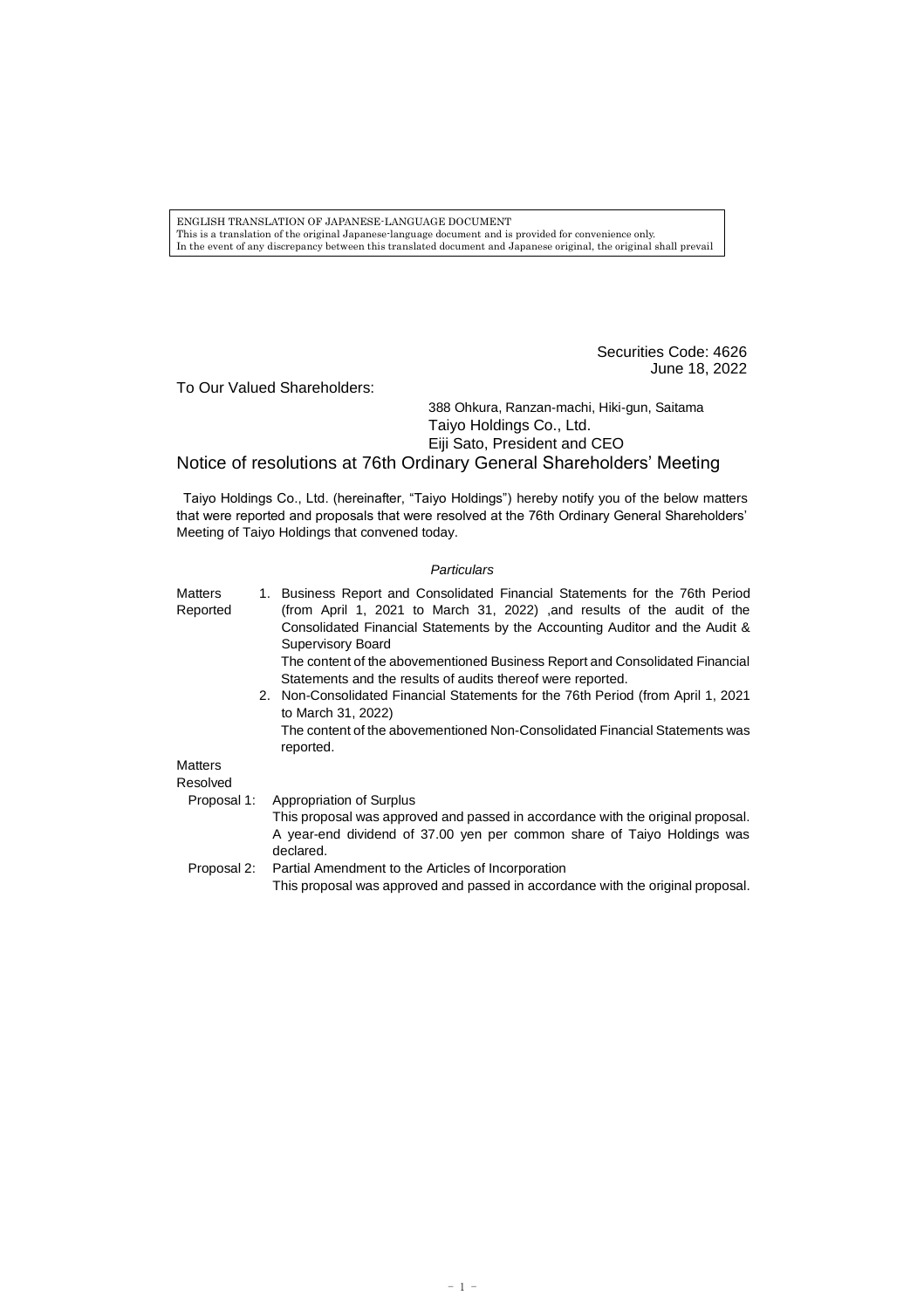ENGLISH TRANSLATION OF JAPANESE-LANGUAGE DOCUMENT
This is a translation of the original Japanese-language document and is provided for convenience only.
In the event of any discrepancy between this translated document and Japanese original, the original shall prevail

Securities Code: 4626
June 18, 2022

To Our Valued Shareholders:

388 Ohkura, Ranzan-machi, Hiki-gun, Saitama
Taiyo Holdings Co., Ltd.
Eiji Sato, President and CEO

# Notice of resolutions at 76th Ordinary General Shareholders' Meeting

Taiyo Holdings Co., Ltd. (hereinafter, "Taiyo Holdings") hereby notify you of the below matters that were reported and proposals that were resolved at the 76th Ordinary General Shareholders' Meeting of Taiyo Holdings that convened today.

*Particulars*

**Matters Reported**

1. Business Report and Consolidated Financial Statements for the 76th Period (from April 1, 2021 to March 31, 2022) ,and results of the audit of the Consolidated Financial Statements by the Accounting Auditor and the Audit & Supervisory Board
   The content of the abovementioned Business Report and Consolidated Financial Statements and the results of audits thereof were reported.
2. Non-Consolidated Financial Statements for the 76th Period (from April 1, 2021 to March 31, 2022)
   The content of the abovementioned Non-Consolidated Financial Statements was reported.

**Matters Resolved**

Proposal 1: Appropriation of Surplus
This proposal was approved and passed in accordance with the original proposal. A year-end dividend of 37.00 yen per common share of Taiyo Holdings was declared.

Proposal 2: Partial Amendment to the Articles of Incorporation
This proposal was approved and passed in accordance with the original proposal.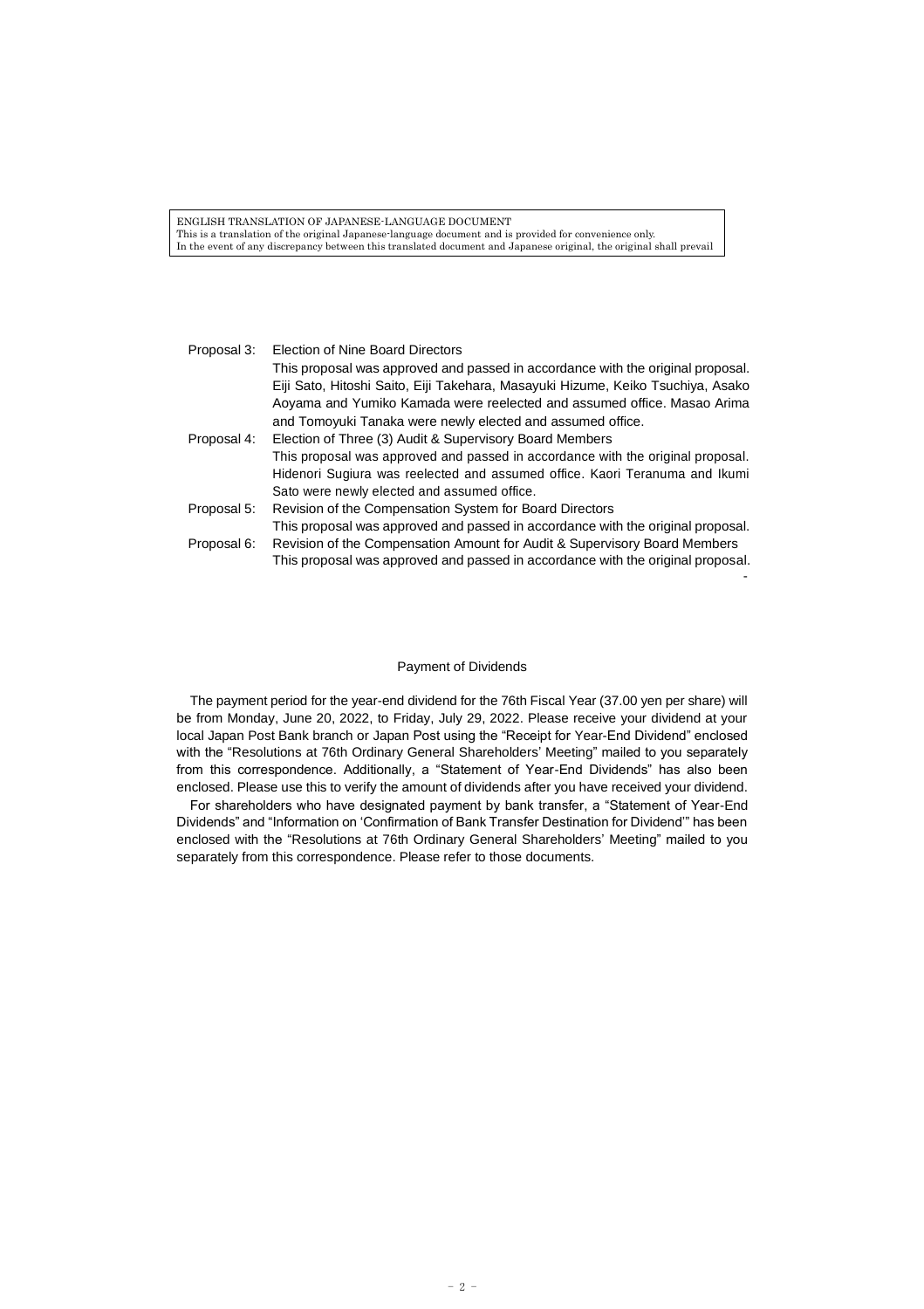ENGLISH TRANSLATION OF JAPANESE-LANGUAGE DOCUMENT
This is a translation of the original Japanese-language document and is provided for convenience only.
In the event of any discrepancy between this translated document and Japanese original, the original shall prevail

Proposal 3: Election of Nine Board Directors
This proposal was approved and passed in accordance with the original proposal. Eiji Sato, Hitoshi Saito, Eiji Takehara, Masayuki Hizume, Keiko Tsuchiya, Asako Aoyama and Yumiko Kamada were reelected and assumed office. Masao Arima and Tomoyuki Tanaka were newly elected and assumed office.

Proposal 4: Election of Three (3) Audit & Supervisory Board Members
This proposal was approved and passed in accordance with the original proposal. Hidenori Sugiura was reelected and assumed office. Kaori Teranuma and Ikumi Sato were newly elected and assumed office.

Proposal 5: Revision of the Compensation System for Board Directors
This proposal was approved and passed in accordance with the original proposal.

Proposal 6: Revision of the Compensation Amount for Audit & Supervisory Board Members
This proposal was approved and passed in accordance with the original proposal.

-

## Payment of Dividends

The payment period for the year-end dividend for the 76th Fiscal Year (37.00 yen per share) will be from Monday, June 20, 2022, to Friday, July 29, 2022. Please receive your dividend at your local Japan Post Bank branch or Japan Post using the "Receipt for Year-End Dividend" enclosed with the "Resolutions at 76th Ordinary General Shareholders' Meeting" mailed to you separately from this correspondence. Additionally, a "Statement of Year-End Dividends" has also been enclosed. Please use this to verify the amount of dividends after you have received your dividend.

For shareholders who have designated payment by bank transfer, a "Statement of Year-End Dividends" and "Information on 'Confirmation of Bank Transfer Destination for Dividend'" has been enclosed with the "Resolutions at 76th Ordinary General Shareholders' Meeting" mailed to you separately from this correspondence. Please refer to those documents.